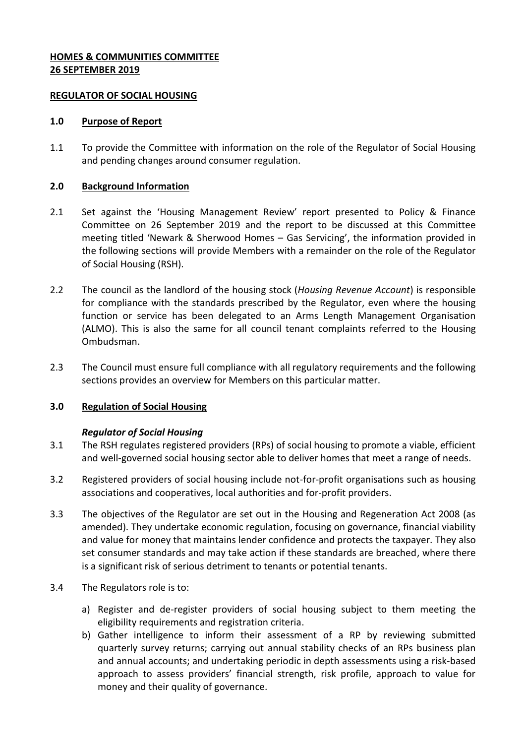**HOMES & COMMUNITIES COMMITTEE**
**26 SEPTEMBER 2019**

**REGULATOR OF SOCIAL HOUSING**

## 1.0 Purpose of Report

1.1 To provide the Committee with information on the role of the Regulator of Social Housing and pending changes around consumer regulation.

## 2.0 Background Information

2.1 Set against the 'Housing Management Review' report presented to Policy & Finance Committee on 26 September 2019 and the report to be discussed at this Committee meeting titled 'Newark & Sherwood Homes – Gas Servicing', the information provided in the following sections will provide Members with a remainder on the role of the Regulator of Social Housing (RSH).

2.2 The council as the landlord of the housing stock (*Housing Revenue Account*) is responsible for compliance with the standards prescribed by the Regulator, even where the housing function or service has been delegated to an Arms Length Management Organisation (ALMO). This is also the same for all council tenant complaints referred to the Housing Ombudsman.

2.3 The Council must ensure full compliance with all regulatory requirements and the following sections provides an overview for Members on this particular matter.

## 3.0 Regulation of Social Housing

***Regulator of Social Housing***

3.1 The RSH regulates registered providers (RPs) of social housing to promote a viable, efficient and well-governed social housing sector able to deliver homes that meet a range of needs.

3.2 Registered providers of social housing include not-for-profit organisations such as housing associations and cooperatives, local authorities and for-profit providers.

3.3 The objectives of the Regulator are set out in the Housing and Regeneration Act 2008 (as amended). They undertake economic regulation, focusing on governance, financial viability and value for money that maintains lender confidence and protects the taxpayer. They also set consumer standards and may take action if these standards are breached, where there is a significant risk of serious detriment to tenants or potential tenants.

3.4 The Regulators role is to:

a) Register and de-register providers of social housing subject to them meeting the eligibility requirements and registration criteria.
b) Gather intelligence to inform their assessment of a RP by reviewing submitted quarterly survey returns; carrying out annual stability checks of an RPs business plan and annual accounts; and undertaking periodic in depth assessments using a risk-based approach to assess providers' financial strength, risk profile, approach to value for money and their quality of governance.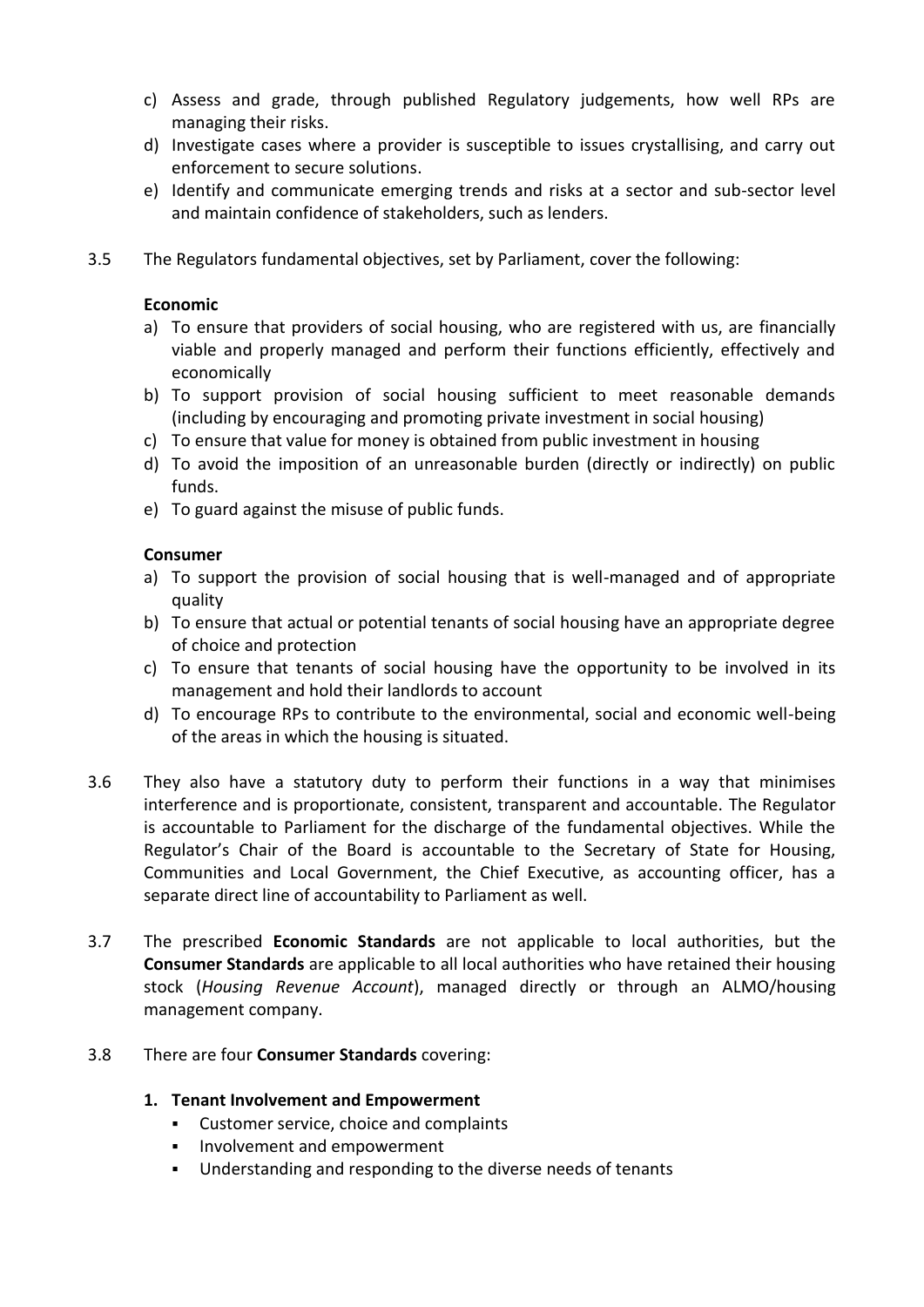c) Assess and grade, through published Regulatory judgements, how well RPs are managing their risks.
d) Investigate cases where a provider is susceptible to issues crystallising, and carry out enforcement to secure solutions.
e) Identify and communicate emerging trends and risks at a sector and sub-sector level and maintain confidence of stakeholders, such as lenders.

3.5 The Regulators fundamental objectives, set by Parliament, cover the following:

**Economic**

a) To ensure that providers of social housing, who are registered with us, are financially viable and properly managed and perform their functions efficiently, effectively and economically
b) To support provision of social housing sufficient to meet reasonable demands (including by encouraging and promoting private investment in social housing)
c) To ensure that value for money is obtained from public investment in housing
d) To avoid the imposition of an unreasonable burden (directly or indirectly) on public funds.
e) To guard against the misuse of public funds.

**Consumer**

a) To support the provision of social housing that is well-managed and of appropriate quality
b) To ensure that actual or potential tenants of social housing have an appropriate degree of choice and protection
c) To ensure that tenants of social housing have the opportunity to be involved in its management and hold their landlords to account
d) To encourage RPs to contribute to the environmental, social and economic well-being of the areas in which the housing is situated.

3.6 They also have a statutory duty to perform their functions in a way that minimises interference and is proportionate, consistent, transparent and accountable. The Regulator is accountable to Parliament for the discharge of the fundamental objectives. While the Regulator's Chair of the Board is accountable to the Secretary of State for Housing, Communities and Local Government, the Chief Executive, as accounting officer, has a separate direct line of accountability to Parliament as well.

3.7 The prescribed **Economic Standards** are not applicable to local authorities, but the **Consumer Standards** are applicable to all local authorities who have retained their housing stock (*Housing Revenue Account*), managed directly or through an ALMO/housing management company.

3.8 There are four **Consumer Standards** covering:

**1. Tenant Involvement and Empowerment**

- Customer service, choice and complaints
- Involvement and empowerment
- Understanding and responding to the diverse needs of tenants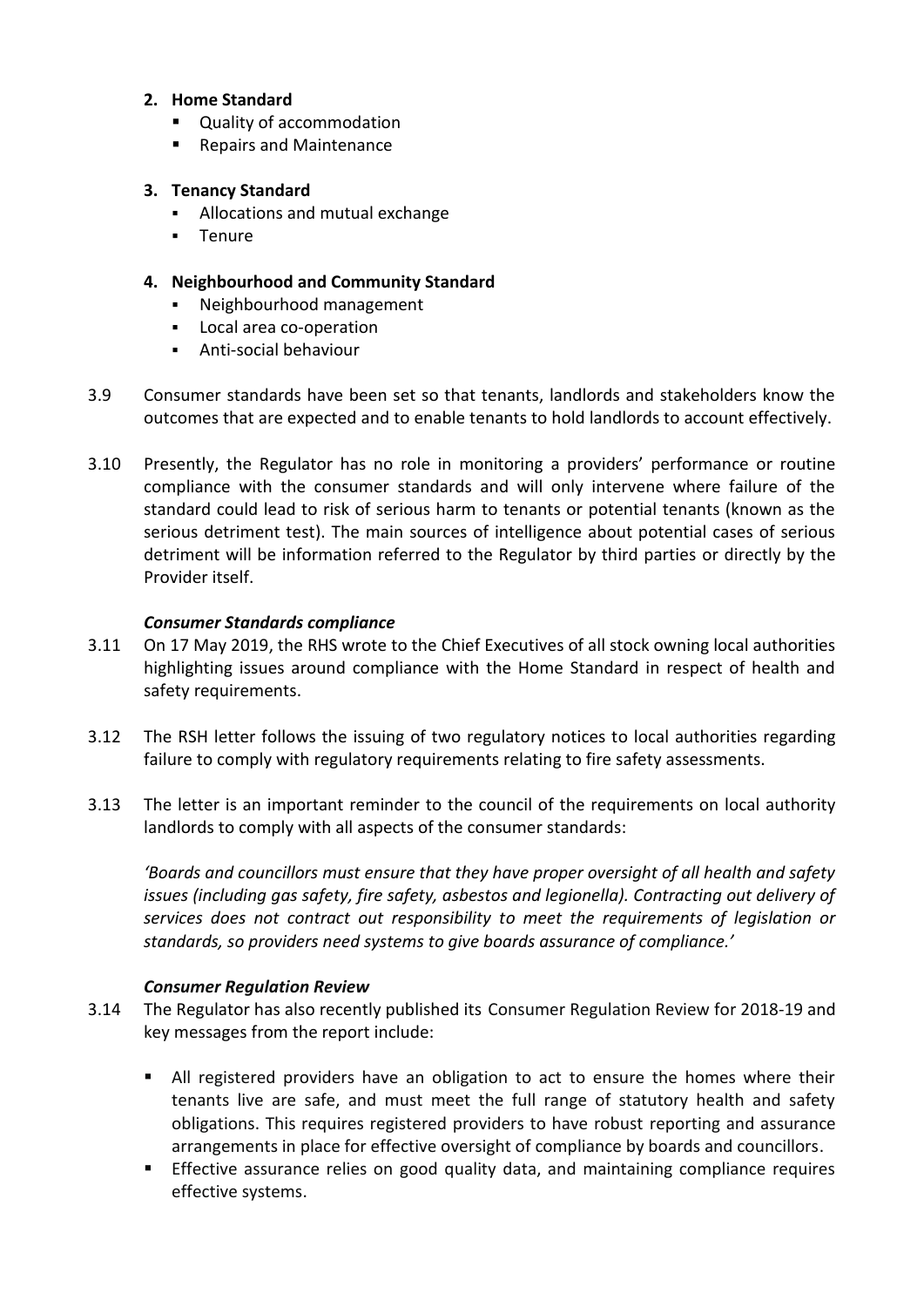**2. Home Standard**

- Quality of accommodation
- Repairs and Maintenance

**3. Tenancy Standard**

- Allocations and mutual exchange
- Tenure

**4. Neighbourhood and Community Standard**

- Neighbourhood management
- Local area co-operation
- Anti-social behaviour

3.9 Consumer standards have been set so that tenants, landlords and stakeholders know the outcomes that are expected and to enable tenants to hold landlords to account effectively.

3.10 Presently, the Regulator has no role in monitoring a providers' performance or routine compliance with the consumer standards and will only intervene where failure of the standard could lead to risk of serious harm to tenants or potential tenants (known as the serious detriment test). The main sources of intelligence about potential cases of serious detriment will be information referred to the Regulator by third parties or directly by the Provider itself.

***Consumer Standards compliance***

3.11 On 17 May 2019, the RHS wrote to the Chief Executives of all stock owning local authorities highlighting issues around compliance with the Home Standard in respect of health and safety requirements.

3.12 The RSH letter follows the issuing of two regulatory notices to local authorities regarding failure to comply with regulatory requirements relating to fire safety assessments.

3.13 The letter is an important reminder to the council of the requirements on local authority landlords to comply with all aspects of the consumer standards:

*'Boards and councillors must ensure that they have proper oversight of all health and safety issues (including gas safety, fire safety, asbestos and legionella). Contracting out delivery of services does not contract out responsibility to meet the requirements of legislation or standards, so providers need systems to give boards assurance of compliance.'*

***Consumer Regulation Review***

3.14 The Regulator has also recently published its Consumer Regulation Review for 2018-19 and key messages from the report include:

- All registered providers have an obligation to act to ensure the homes where their tenants live are safe, and must meet the full range of statutory health and safety obligations. This requires registered providers to have robust reporting and assurance arrangements in place for effective oversight of compliance by boards and councillors.
- Effective assurance relies on good quality data, and maintaining compliance requires effective systems.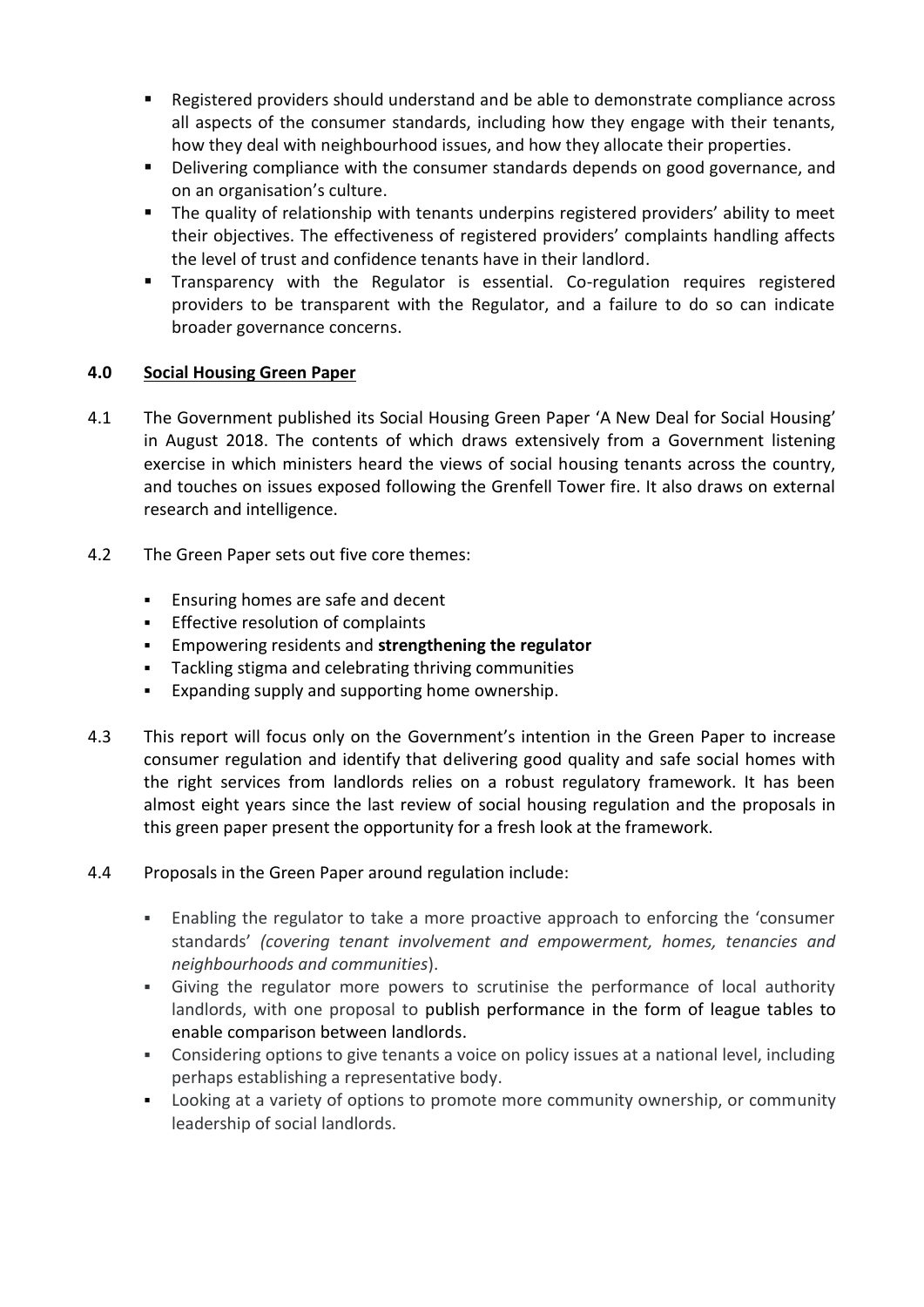- Registered providers should understand and be able to demonstrate compliance across all aspects of the consumer standards, including how they engage with their tenants, how they deal with neighbourhood issues, and how they allocate their properties.
- Delivering compliance with the consumer standards depends on good governance, and on an organisation's culture.
- The quality of relationship with tenants underpins registered providers' ability to meet their objectives. The effectiveness of registered providers' complaints handling affects the level of trust and confidence tenants have in their landlord.
- Transparency with the Regulator is essential. Co-regulation requires registered providers to be transparent with the Regulator, and a failure to do so can indicate broader governance concerns.

## 4.0 Social Housing Green Paper

4.1 The Government published its Social Housing Green Paper 'A New Deal for Social Housing' in August 2018. The contents of which draws extensively from a Government listening exercise in which ministers heard the views of social housing tenants across the country, and touches on issues exposed following the Grenfell Tower fire. It also draws on external research and intelligence.

4.2 The Green Paper sets out five core themes:

- Ensuring homes are safe and decent
- Effective resolution of complaints
- Empowering residents and **strengthening the regulator**
- Tackling stigma and celebrating thriving communities
- Expanding supply and supporting home ownership.

4.3 This report will focus only on the Government's intention in the Green Paper to increase consumer regulation and identify that delivering good quality and safe social homes with the right services from landlords relies on a robust regulatory framework. It has been almost eight years since the last review of social housing regulation and the proposals in this green paper present the opportunity for a fresh look at the framework.

4.4 Proposals in the Green Paper around regulation include:

- Enabling the regulator to take a more proactive approach to enforcing the 'consumer standards' *(covering tenant involvement and empowerment, homes, tenancies and neighbourhoods and communities*).
- Giving the regulator more powers to scrutinise the performance of local authority landlords, with one proposal to publish performance in the form of league tables to enable comparison between landlords.
- Considering options to give tenants a voice on policy issues at a national level, including perhaps establishing a representative body.
- Looking at a variety of options to promote more community ownership, or community leadership of social landlords.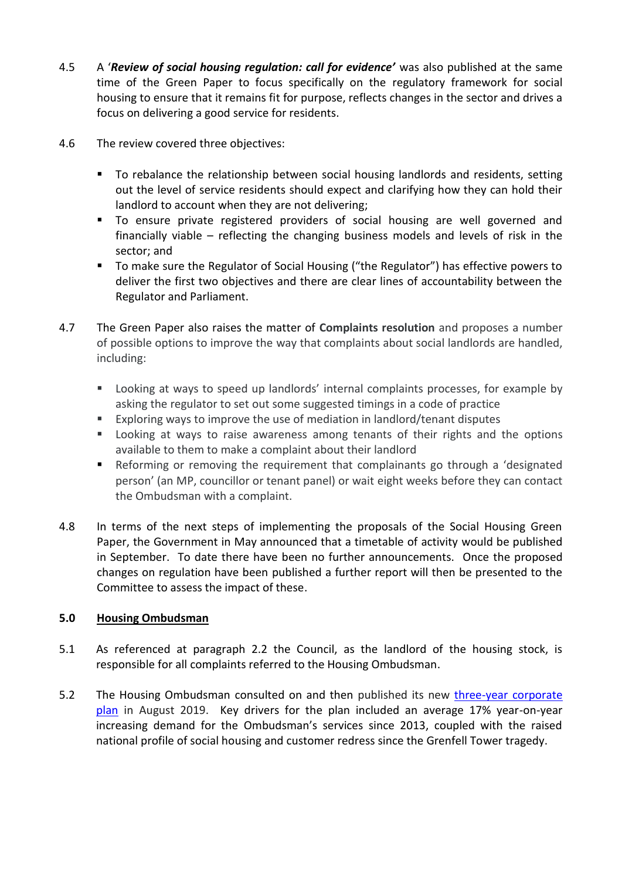4.5 A '***Review of social housing regulation: call for evidence***' was also published at the same time of the Green Paper to focus specifically on the regulatory framework for social housing to ensure that it remains fit for purpose, reflects changes in the sector and drives a focus on delivering a good service for residents.

4.6 The review covered three objectives:

- To rebalance the relationship between social housing landlords and residents, setting out the level of service residents should expect and clarifying how they can hold their landlord to account when they are not delivering;
- To ensure private registered providers of social housing are well governed and financially viable – reflecting the changing business models and levels of risk in the sector; and
- To make sure the Regulator of Social Housing ("the Regulator") has effective powers to deliver the first two objectives and there are clear lines of accountability between the Regulator and Parliament.

4.7 The Green Paper also raises the matter of **Complaints resolution** and proposes a number of possible options to improve the way that complaints about social landlords are handled, including:

- Looking at ways to speed up landlords' internal complaints processes, for example by asking the regulator to set out some suggested timings in a code of practice
- Exploring ways to improve the use of mediation in landlord/tenant disputes
- Looking at ways to raise awareness among tenants of their rights and the options available to them to make a complaint about their landlord
- Reforming or removing the requirement that complainants go through a 'designated person' (an MP, councillor or tenant panel) or wait eight weeks before they can contact the Ombudsman with a complaint.

4.8 In terms of the next steps of implementing the proposals of the Social Housing Green Paper, the Government in May announced that a timetable of activity would be published in September. To date there have been no further announcements. Once the proposed changes on regulation have been published a further report will then be presented to the Committee to assess the impact of these.

## 5.0 <u>Housing Ombudsman</u>

5.1 As referenced at paragraph 2.2 the Council, as the landlord of the housing stock, is responsible for all complaints referred to the Housing Ombudsman.

5.2 The Housing Ombudsman consulted on and then published its new [three-year corporate plan](three-year corporate plan) in August 2019. Key drivers for the plan included an average 17% year-on-year increasing demand for the Ombudsman's services since 2013, coupled with the raised national profile of social housing and customer redress since the Grenfell Tower tragedy.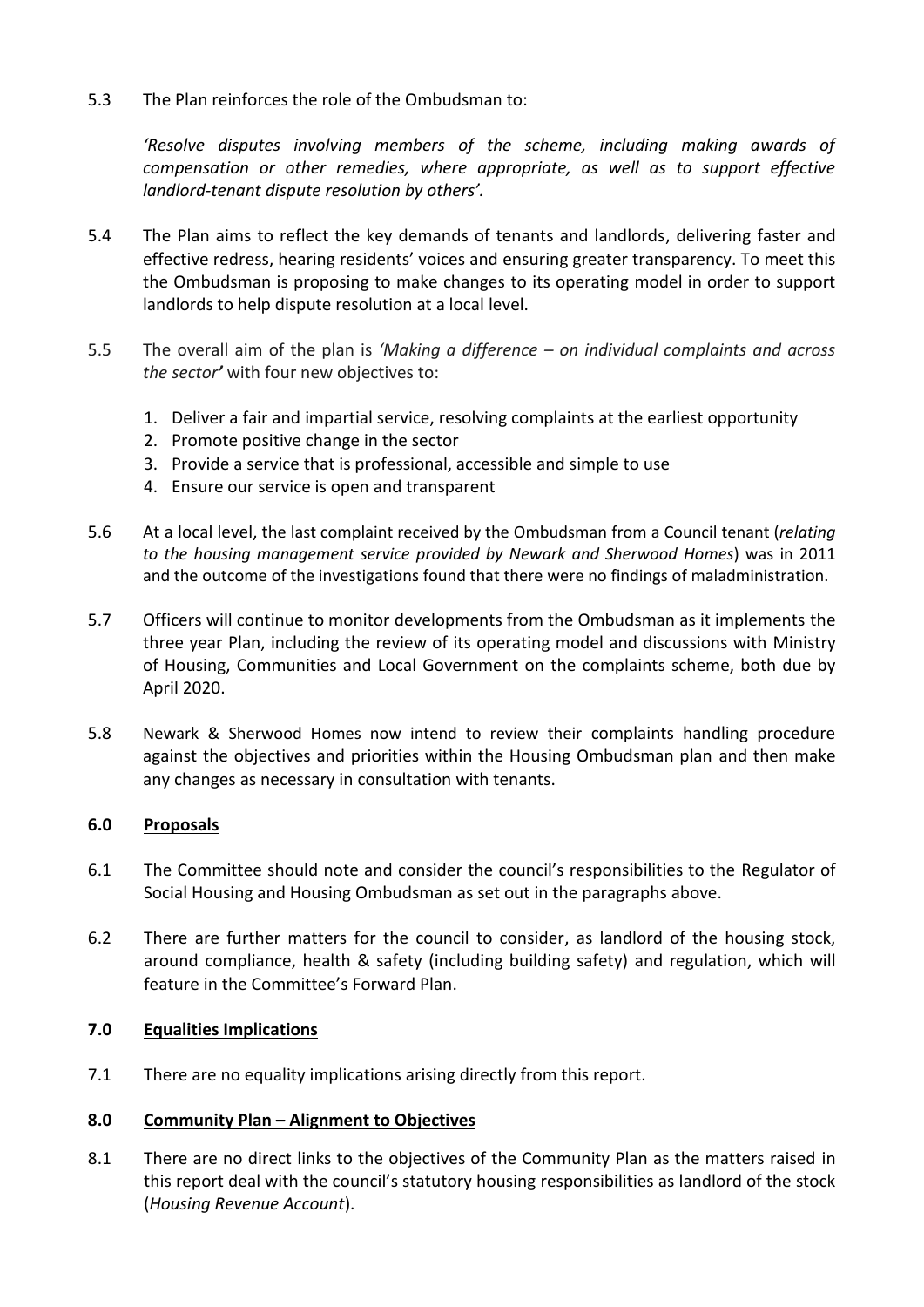5.3 The Plan reinforces the role of the Ombudsman to:

*'Resolve disputes involving members of the scheme, including making awards of compensation or other remedies, where appropriate, as well as to support effective landlord-tenant dispute resolution by others'.*

5.4 The Plan aims to reflect the key demands of tenants and landlords, delivering faster and effective redress, hearing residents' voices and ensuring greater transparency. To meet this the Ombudsman is proposing to make changes to its operating model in order to support landlords to help dispute resolution at a local level.

5.5 The overall aim of the plan is *'Making a difference – on individual complaints and across the sector'* with four new objectives to:

1. Deliver a fair and impartial service, resolving complaints at the earliest opportunity
2. Promote positive change in the sector
3. Provide a service that is professional, accessible and simple to use
4. Ensure our service is open and transparent

5.6 At a local level, the last complaint received by the Ombudsman from a Council tenant (*relating to the housing management service provided by Newark and Sherwood Homes*) was in 2011 and the outcome of the investigations found that there were no findings of maladministration.

5.7 Officers will continue to monitor developments from the Ombudsman as it implements the three year Plan, including the review of its operating model and discussions with Ministry of Housing, Communities and Local Government on the complaints scheme, both due by April 2020.

5.8 Newark & Sherwood Homes now intend to review their complaints handling procedure against the objectives and priorities within the Housing Ombudsman plan and then make any changes as necessary in consultation with tenants.

## 6.0 Proposals

6.1 The Committee should note and consider the council's responsibilities to the Regulator of Social Housing and Housing Ombudsman as set out in the paragraphs above.

6.2 There are further matters for the council to consider, as landlord of the housing stock, around compliance, health & safety (including building safety) and regulation, which will feature in the Committee's Forward Plan.

## 7.0 Equalities Implications

7.1 There are no equality implications arising directly from this report.

## 8.0 Community Plan – Alignment to Objectives

8.1 There are no direct links to the objectives of the Community Plan as the matters raised in this report deal with the council's statutory housing responsibilities as landlord of the stock (*Housing Revenue Account*).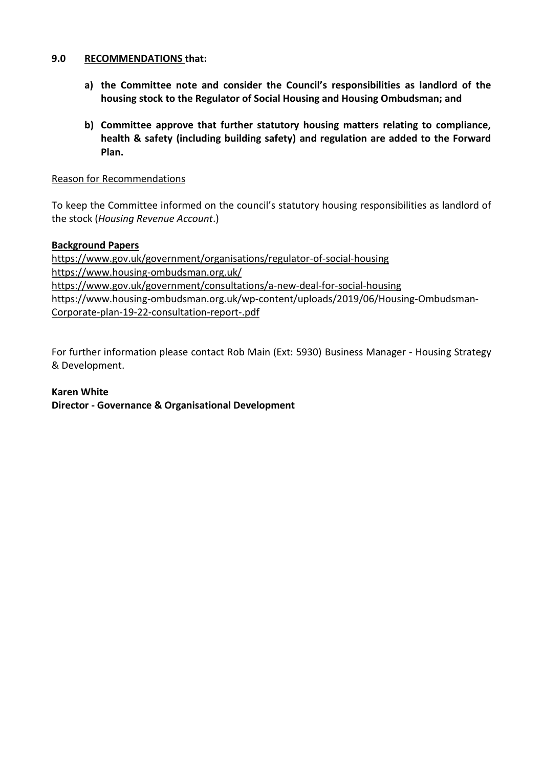**9.0 RECOMMENDATIONS that:**

**a) the Committee note and consider the Council's responsibilities as landlord of the housing stock to the Regulator of Social Housing and Housing Ombudsman; and**

**b) Committee approve that further statutory housing matters relating to compliance, health & safety (including building safety) and regulation are added to the Forward Plan.**

Reason for Recommendations

To keep the Committee informed on the council's statutory housing responsibilities as landlord of the stock (*Housing Revenue Account*.)

**Background Papers**

https://www.gov.uk/government/organisations/regulator-of-social-housing
https://www.housing-ombudsman.org.uk/
https://www.gov.uk/government/consultations/a-new-deal-for-social-housing
https://www.housing-ombudsman.org.uk/wp-content/uploads/2019/06/Housing-Ombudsman-Corporate-plan-19-22-consultation-report-.pdf

For further information please contact Rob Main (Ext: 5930) Business Manager - Housing Strategy & Development.

**Karen White**
**Director - Governance & Organisational Development**